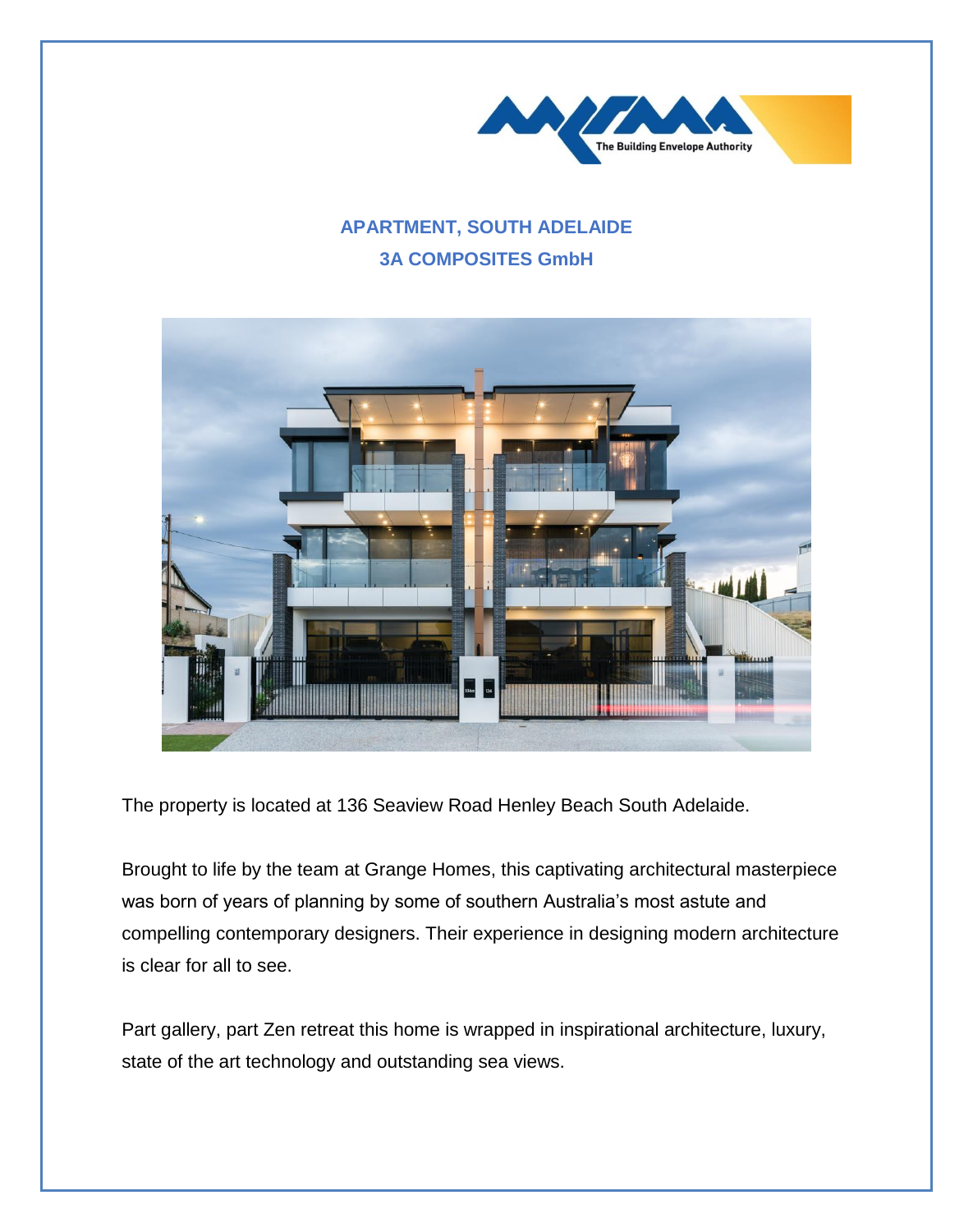## APARTMENT, SOUTH ADELAIDE
## 3A COMPOSITES GmbH

The property is located at 136 Seaview Road Henley Beach South Adelaide.

Brought to life by the team at Grange Homes, this captivating architectural masterpiece was born of years of planning by some of southern Australia's most astute and compelling contemporary designers. Their experience in designing modern architecture is clear for all to see.

Part gallery, part Zen retreat this home is wrapped in inspirational architecture, luxury, state of the art technology and outstanding sea views.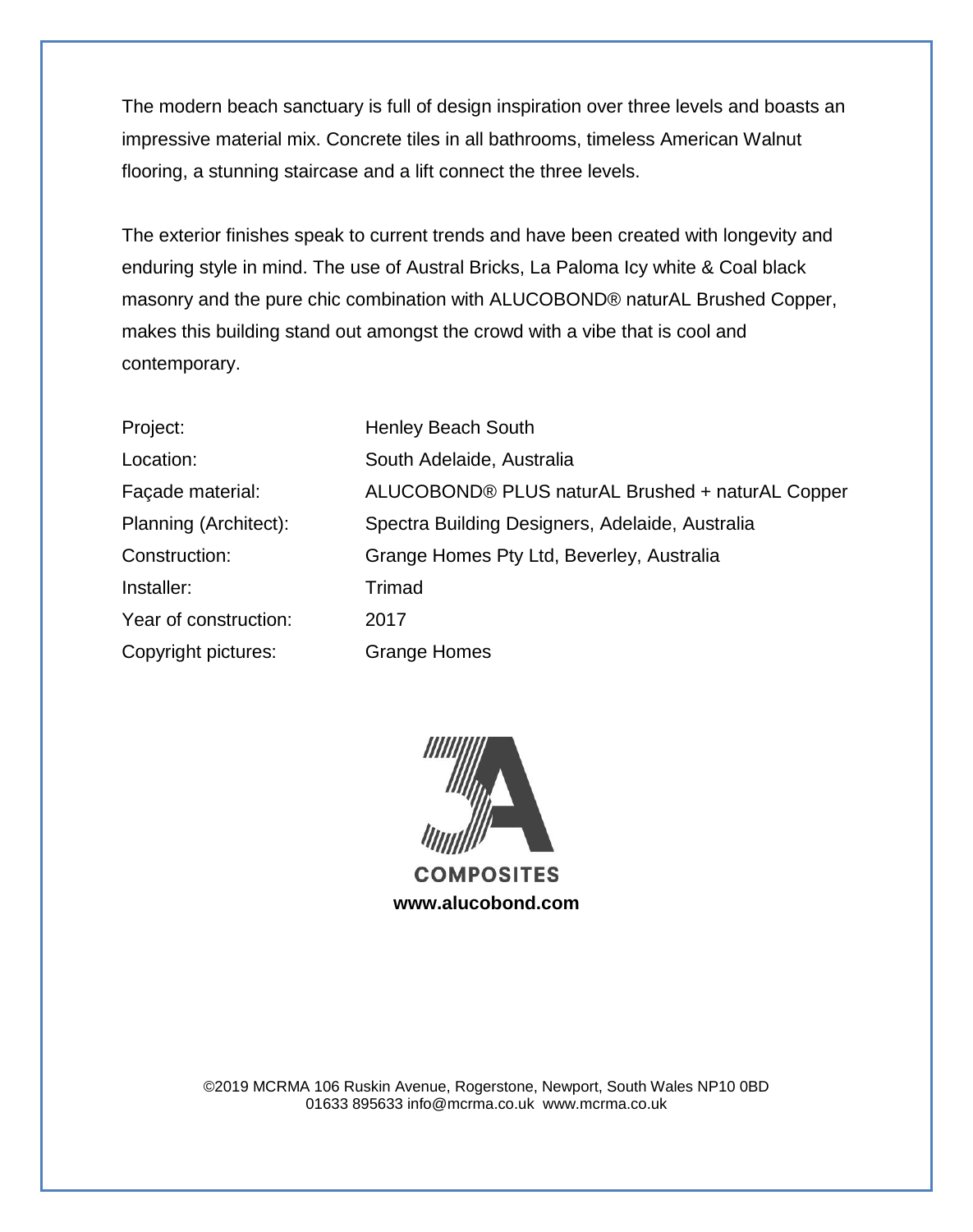The modern beach sanctuary is full of design inspiration over three levels and boasts an impressive material mix. Concrete tiles in all bathrooms, timeless American Walnut flooring, a stunning staircase and a lift connect the three levels.

The exterior finishes speak to current trends and have been created with longevity and enduring style in mind. The use of Austral Bricks, La Paloma Icy white & Coal black masonry and the pure chic combination with ALUCOBOND® naturAL Brushed Copper, makes this building stand out amongst the crowd with a vibe that is cool and contemporary.

| | |
|---|---|
| Project: | Henley Beach South |
| Location: | South Adelaide, Australia |
| Façade material: | ALUCOBOND® PLUS naturAL Brushed + naturAL Copper |
| Planning (Architect): | Spectra Building Designers, Adelaide, Australia |
| Construction: | Grange Homes Pty Ltd, Beverley, Australia |
| Installer: | Trimad |
| Year of construction: | 2017 |
| Copyright pictures: | Grange Homes |

COMPOSITES

**www.alucobond.com**

©2019 MCRMA 106 Ruskin Avenue, Rogerstone, Newport, South Wales NP10 0BD
01633 895633 info@mcrma.co.uk www.mcrma.co.uk